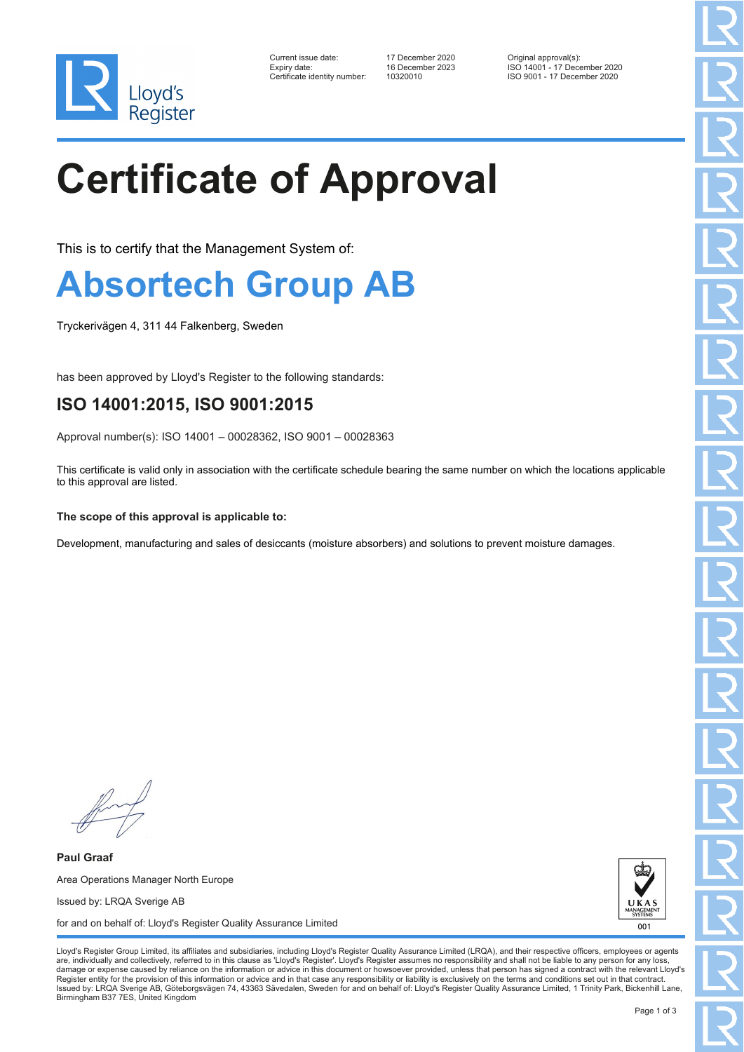Lloyd's Register

| | | |
|---|---|---|
| Current issue date: | 17 December 2020 | Original approval(s): |
| Expiry date: | 16 December 2023 | ISO 14001 - 17 December 2020 |
| Certificate identity number: | 10320010 | ISO 9001 - 17 December 2020 |

# Certificate of Approval

This is to certify that the Management System of:

## Absortech Group AB

Tryckerivägen 4, 311 44 Falkenberg, Sweden

has been approved by Lloyd's Register to the following standards:

### ISO 14001:2015, ISO 9001:2015

Approval number(s): ISO 14001 – 00028362, ISO 9001 – 00028363

This certificate is valid only in association with the certificate schedule bearing the same number on which the locations applicable to this approval are listed.

**The scope of this approval is applicable to:**

Development, manufacturing and sales of desiccants (moisture absorbers) and solutions to prevent moisture damages.

**Paul Graaf**

Area Operations Manager North Europe

Issued by: LRQA Sverige AB

for and on behalf of: Lloyd's Register Quality Assurance Limited

UKAS MANAGEMENT SYSTEMS 001

Lloyd's Register Group Limited, its affiliates and subsidiaries, including Lloyd's Register Quality Assurance Limited (LRQA), and their respective officers, employees or agents are, individually and collectively, referred to in this clause as 'Lloyd's Register'. Lloyd's Register assumes no responsibility and shall not be liable to any person for any loss, damage or expense caused by reliance on the information or advice in this document or howsoever provided, unless that person has signed a contract with the relevant Lloyd's Register entity for the provision of this information or advice and in that case any responsibility or liability is exclusively on the terms and conditions set out in that contract.
Issued by: LRQA Sverige AB, Göteborgsvägen 74, 43363 Sävedalen, Sweden for and on behalf of: Lloyd's Register Quality Assurance Limited, 1 Trinity Park, Bickenhill Lane, Birmingham B37 7ES, United Kingdom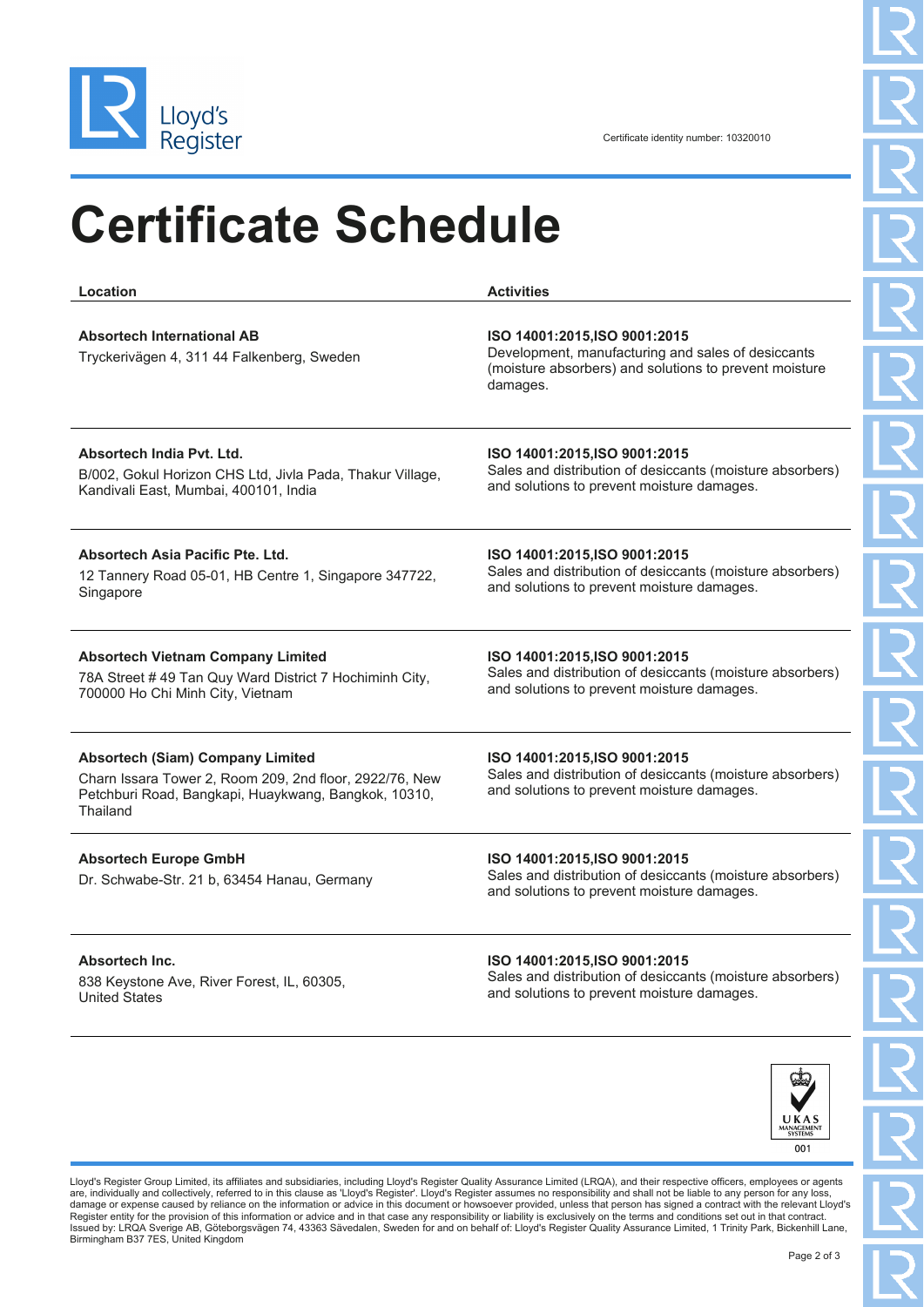Certificate identity number: 10320010

# Certificate Schedule

| Location | Activities |
| --- | --- |
| **Absortech International AB**<br>Tryckerivägen 4, 311 44 Falkenberg, Sweden | **ISO 14001:2015,ISO 9001:2015**<br>Development, manufacturing and sales of desiccants (moisture absorbers) and solutions to prevent moisture damages. |
| **Absortech India Pvt. Ltd.**<br>B/002, Gokul Horizon CHS Ltd, Jivla Pada, Thakur Village, Kandivali East, Mumbai, 400101, India | **ISO 14001:2015,ISO 9001:2015**<br>Sales and distribution of desiccants (moisture absorbers) and solutions to prevent moisture damages. |
| **Absortech Asia Pacific Pte. Ltd.**<br>12 Tannery Road 05-01, HB Centre 1, Singapore 347722, Singapore | **ISO 14001:2015,ISO 9001:2015**<br>Sales and distribution of desiccants (moisture absorbers) and solutions to prevent moisture damages. |
| **Absortech Vietnam Company Limited**<br>78A Street # 49 Tan Quy Ward District 7 Hochiminh City, 700000 Ho Chi Minh City, Vietnam | **ISO 14001:2015,ISO 9001:2015**<br>Sales and distribution of desiccants (moisture absorbers) and solutions to prevent moisture damages. |
| **Absortech (Siam) Company Limited**<br>Charn Issara Tower 2, Room 209, 2nd floor, 2922/76, New Petchburi Road, Bangkapi, Huaykwang, Bangkok, 10310, Thailand | **ISO 14001:2015,ISO 9001:2015**<br>Sales and distribution of desiccants (moisture absorbers) and solutions to prevent moisture damages. |
| **Absortech Europe GmbH**<br>Dr. Schwabe-Str. 21 b, 63454 Hanau, Germany | **ISO 14001:2015,ISO 9001:2015**<br>Sales and distribution of desiccants (moisture absorbers) and solutions to prevent moisture damages. |
| **Absortech Inc.**<br>838 Keystone Ave, River Forest, IL, 60305, United States | **ISO 14001:2015,ISO 9001:2015**<br>Sales and distribution of desiccants (moisture absorbers) and solutions to prevent moisture damages. |

UKAS MANAGEMENT SYSTEMS 001

Lloyd's Register Group Limited, its affiliates and subsidiaries, including Lloyd's Register Quality Assurance Limited (LRQA), and their respective officers, employees or agents are, individually and collectively, referred to in this clause as 'Lloyd's Register'. Lloyd's Register assumes no responsibility and shall not be liable to any person for any loss, damage or expense caused by reliance on the information or advice in this document or howsoever provided, unless that person has signed a contract with the relevant Lloyd's Register entity for the provision of this information or advice and in that case any responsibility or liability is exclusively on the terms and conditions set out in that contract.
Issued by: LRQA Sverige AB, Göteborgsvägen 74, 43363 Sävedalen, Sweden for and on behalf of: Lloyd's Register Quality Assurance Limited, 1 Trinity Park, Bickenhill Lane, Birmingham B37 7ES, United Kingdom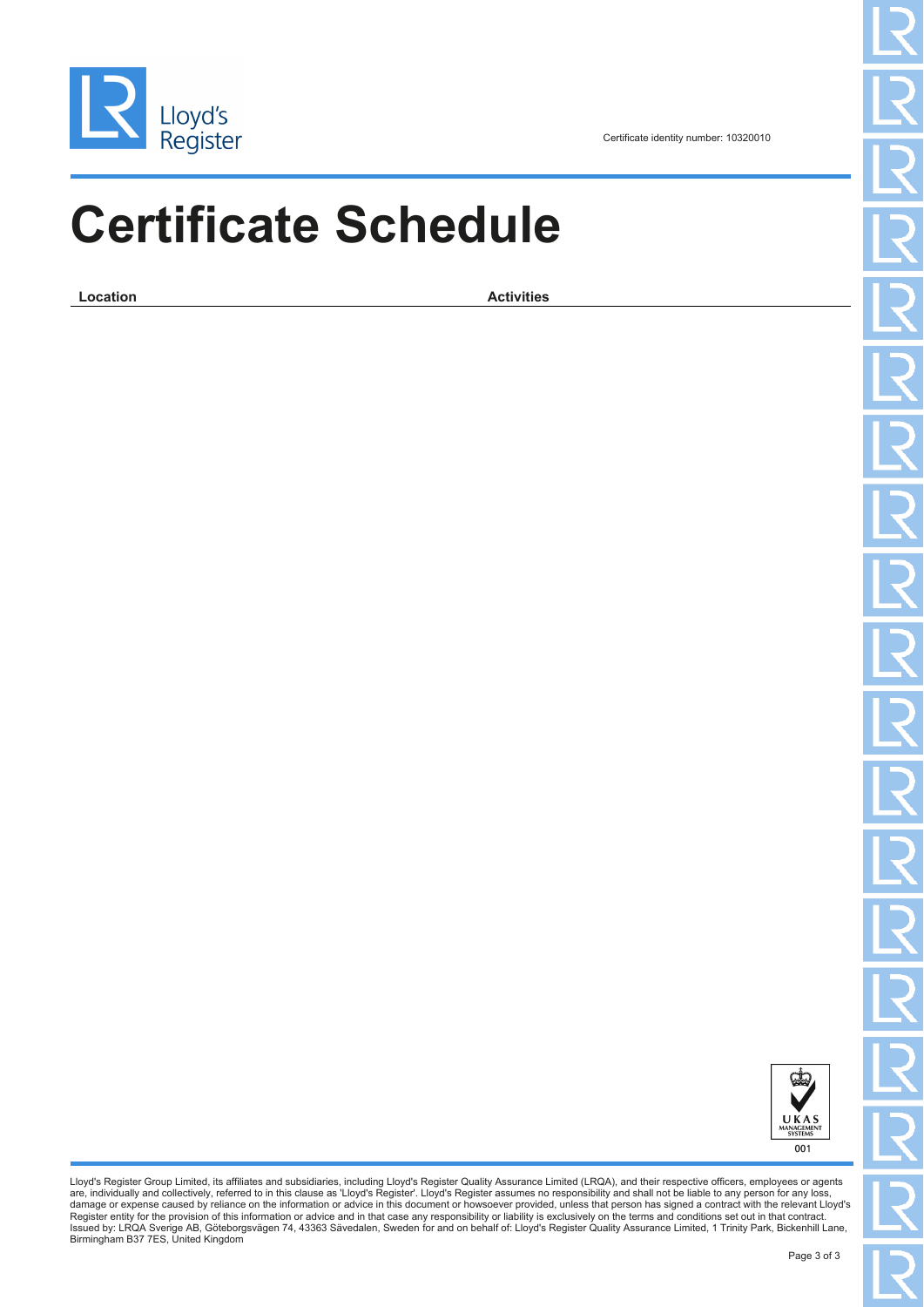Certificate identity number: 10320010

# Certificate Schedule

| Location | Activities |
|---|---|

001

Lloyd's Register Group Limited, its affiliates and subsidiaries, including Lloyd's Register Quality Assurance Limited (LRQA), and their respective officers, employees or agents are, individually and collectively, referred to in this clause as 'Lloyd's Register'. Lloyd's Register assumes no responsibility and shall not be liable to any person for any loss, damage or expense caused by reliance on the information or advice in this document or howsoever provided, unless that person has signed a contract with the relevant Lloyd's Register entity for the provision of this information or advice and in that case any responsibility or liability is exclusively on the terms and conditions set out in that contract.
Issued by: LRQA Sverige AB, Göteborgsvägen 74, 43363 Sävedalen, Sweden for and on behalf of: Lloyd's Register Quality Assurance Limited, 1 Trinity Park, Bickenhill Lane, Birmingham B37 7ES, United Kingdom